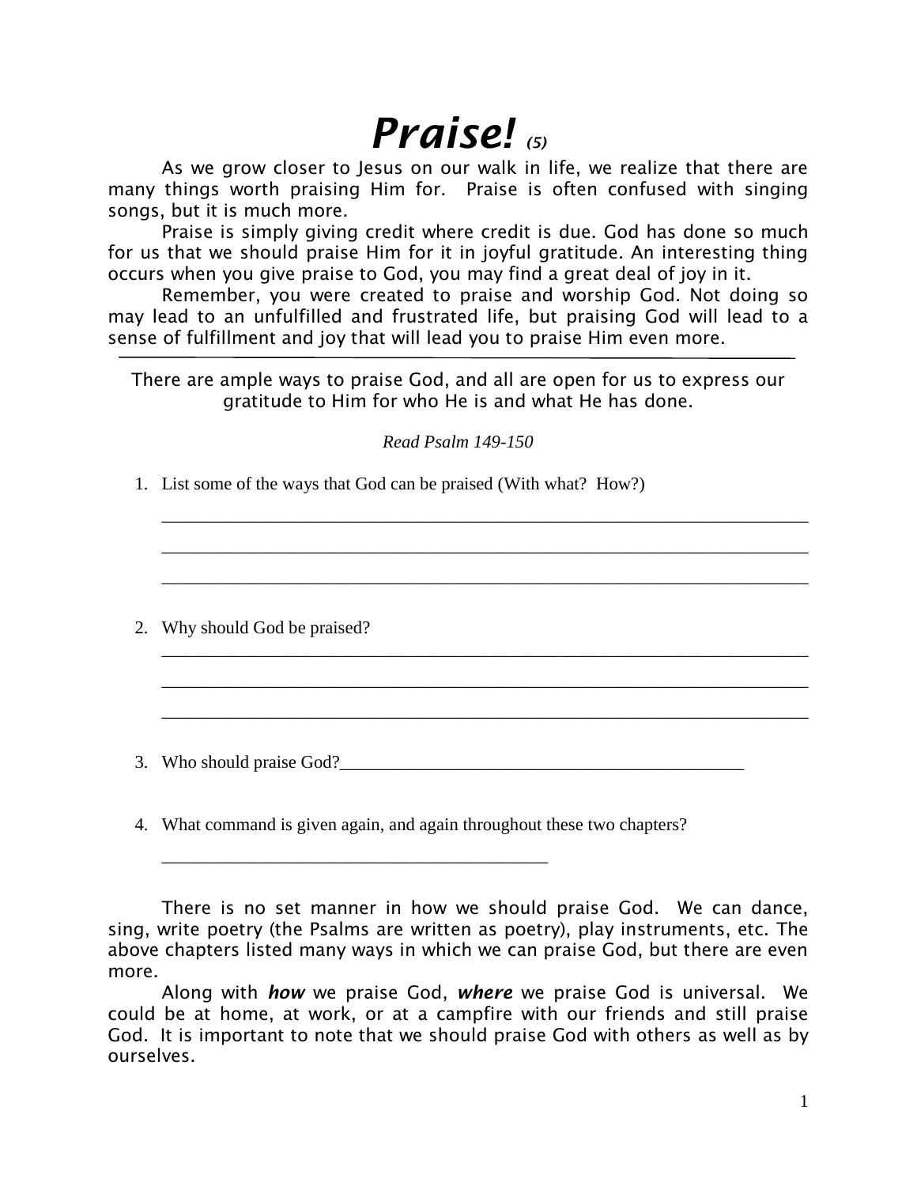# *Praise!* *(5)*

As we grow closer to Jesus on our walk in life, we realize that there are many things worth praising Him for. Praise is often confused with singing songs, but it is much more.

Praise is simply giving credit where credit is due. God has done so much for us that we should praise Him for it in joyful gratitude. An interesting thing occurs when you give praise to God, you may find a great deal of joy in it.

Remember, you were created to praise and worship God. Not doing so may lead to an unfulfilled and frustrated life, but praising God will lead to a sense of fulfillment and joy that will lead you to praise Him even more.

---

There are ample ways to praise God, and all are open for us to express our gratitude to Him for who He is and what He has done.

*Read Psalm 149-150*

1. List some of the ways that God can be praised (With what? How?)

   ___________________________________________________________________________

   ___________________________________________________________________________

   ___________________________________________________________________________

2. Why should God be praised?

   ___________________________________________________________________________

   ___________________________________________________________________________

   ___________________________________________________________________________

3. Who should praise God?_______________________________________________

4. What command is given again, and again throughout these two chapters?

   _____________________________________________

There is no set manner in how we should praise God. We can dance, sing, write poetry (the Psalms are written as poetry), play instruments, etc. The above chapters listed many ways in which we can praise God, but there are even more.

Along with ***how*** we praise God, ***where*** we praise God is universal. We could be at home, at work, or at a campfire with our friends and still praise God. It is important to note that we should praise God with others as well as by ourselves.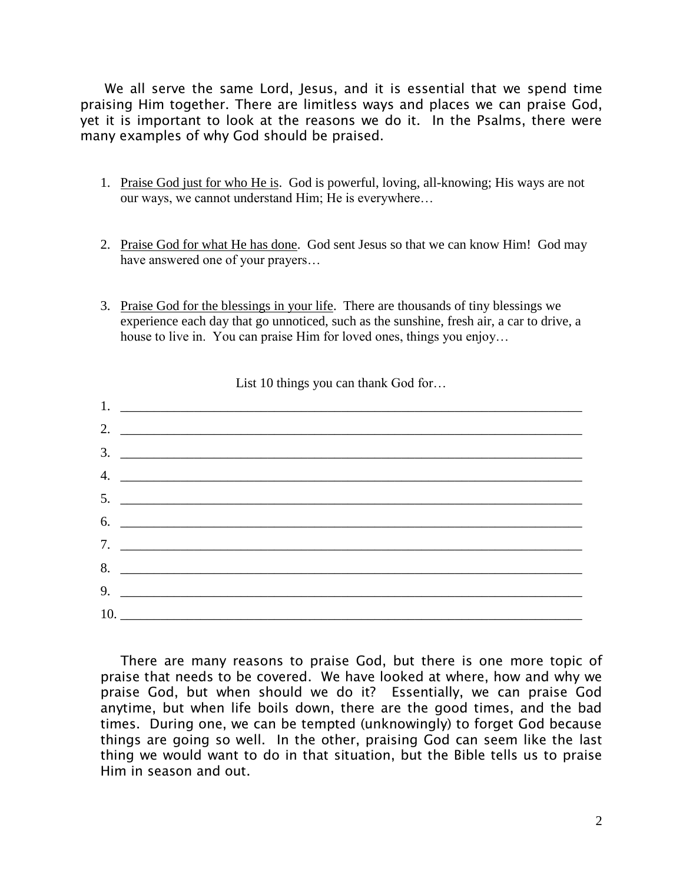We all serve the same Lord, Jesus, and it is essential that we spend time praising Him together. There are limitless ways and places we can praise God, yet it is important to look at the reasons we do it. In the Psalms, there were many examples of why God should be praised.

1. Praise God just for who He is. God is powerful, loving, all-knowing; His ways are not our ways, we cannot understand Him; He is everywhere…

2. Praise God for what He has done. God sent Jesus so that we can know Him! God may have answered one of your prayers…

3. Praise God for the blessings in your life. There are thousands of tiny blessings we experience each day that go unnoticed, such as the sunshine, fresh air, a car to drive, a house to live in. You can praise Him for loved ones, things you enjoy…

List 10 things you can thank God for…

1. ______________________________________________________________________
2. ______________________________________________________________________
3. ______________________________________________________________________
4. ______________________________________________________________________
5. ______________________________________________________________________
6. ______________________________________________________________________
7. ______________________________________________________________________
8. ______________________________________________________________________
9. ______________________________________________________________________
10. _____________________________________________________________________

There are many reasons to praise God, but there is one more topic of praise that needs to be covered. We have looked at where, how and why we praise God, but when should we do it? Essentially, we can praise God anytime, but when life boils down, there are the good times, and the bad times. During one, we can be tempted (unknowingly) to forget God because things are going so well. In the other, praising God can seem like the last thing we would want to do in that situation, but the Bible tells us to praise Him in season and out.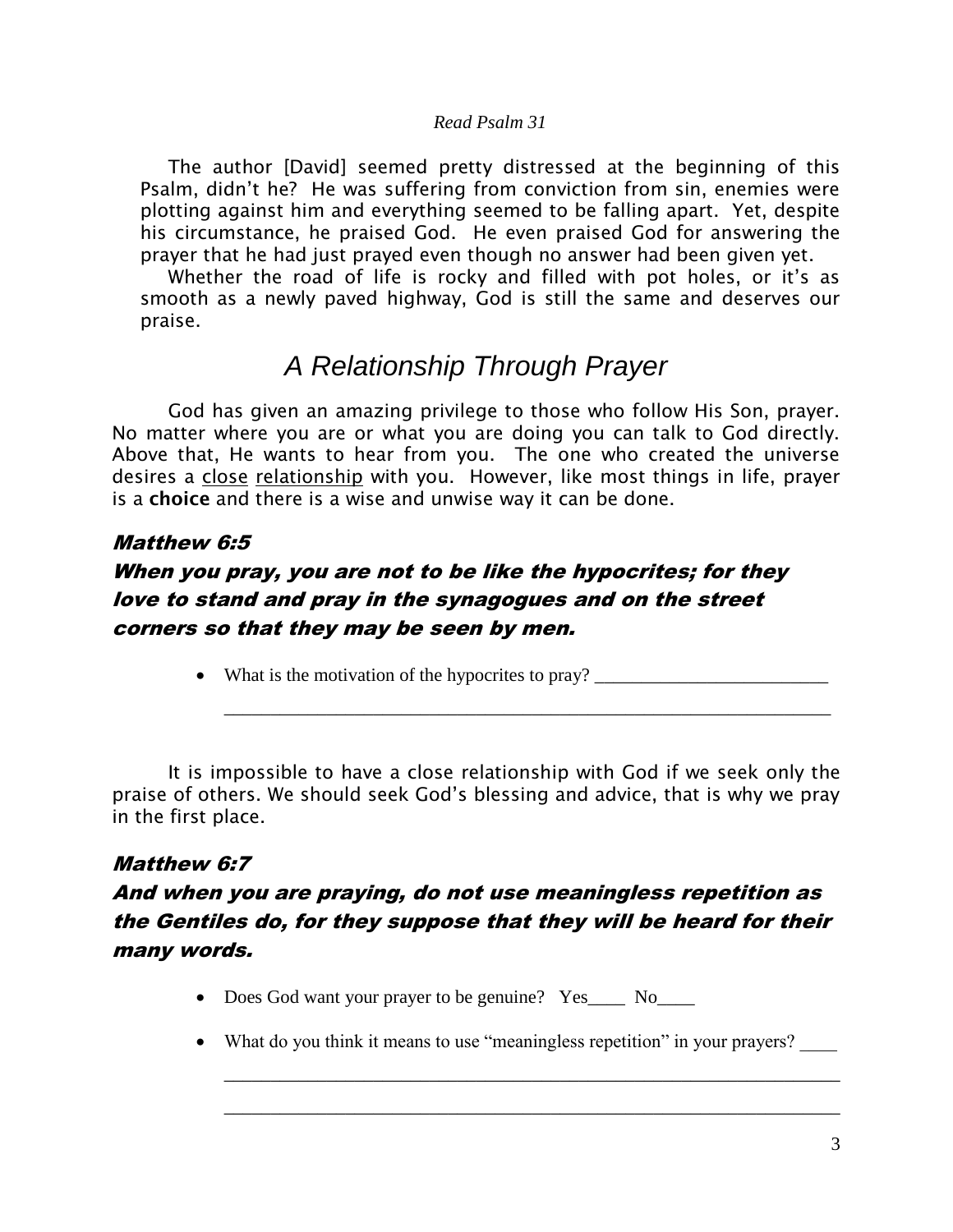*Read Psalm 31*

The author [David] seemed pretty distressed at the beginning of this Psalm, didn't he? He was suffering from conviction from sin, enemies were plotting against him and everything seemed to be falling apart. Yet, despite his circumstance, he praised God. He even praised God for answering the prayer that he had just prayed even though no answer had been given yet.

Whether the road of life is rocky and filled with pot holes, or it's as smooth as a newly paved highway, God is still the same and deserves our praise.

# *A Relationship Through Prayer*

God has given an amazing privilege to those who follow His Son, prayer. No matter where you are or what you are doing you can talk to God directly. Above that, He wants to hear from you. The one who created the universe desires a <u>close</u> <u>relationship</u> with you. However, like most things in life, prayer is a **choice** and there is a wise and unwise way it can be done.

### *Matthew 6:5*

### *When you pray, you are not to be like the hypocrites; for they love to stand and pray in the synagogues and on the street corners so that they may be seen by men.*

- What is the motivation of the hypocrites to pray? _________________________

  _________________________________________________________________

It is impossible to have a close relationship with God if we seek only the praise of others. We should seek God's blessing and advice, that is why we pray in the first place.

### *Matthew 6:7*

### *And when you are praying, do not use meaningless repetition as the Gentiles do, for they suppose that they will be heard for their many words.*

- Does God want your prayer to be genuine? Yes____ No____

- What do you think it means to use "meaningless repetition" in your prayers? ____

  _________________________________________________________________

  _________________________________________________________________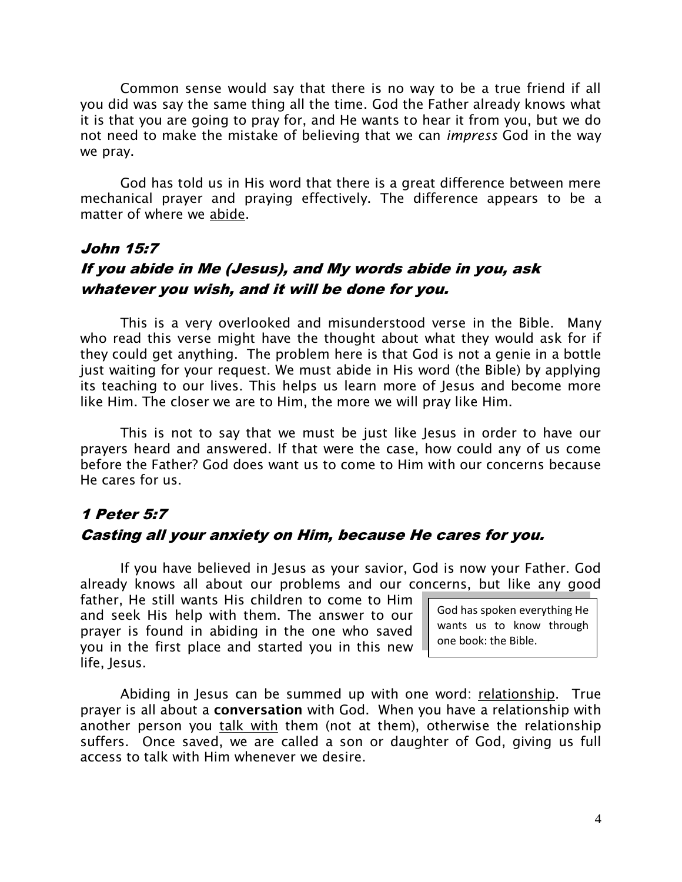Common sense would say that there is no way to be a true friend if all you did was say the same thing all the time. God the Father already knows what it is that you are going to pray for, and He wants to hear it from you, but we do not need to make the mistake of believing that we can *impress* God in the way we pray.

God has told us in His word that there is a great difference between mere mechanical prayer and praying effectively. The difference appears to be a matter of where we <u>abide</u>.

### *John 15:7*
### *If you abide in Me (Jesus), and My words abide in you, ask whatever you wish, and it will be done for you.*

This is a very overlooked and misunderstood verse in the Bible. Many who read this verse might have the thought about what they would ask for if they could get anything. The problem here is that God is not a genie in a bottle just waiting for your request. We must abide in His word (the Bible) by applying its teaching to our lives. This helps us learn more of Jesus and become more like Him. The closer we are to Him, the more we will pray like Him.

This is not to say that we must be just like Jesus in order to have our prayers heard and answered. If that were the case, how could any of us come before the Father? God does want us to come to Him with our concerns because He cares for us.

### *1 Peter 5:7*
### *Casting all your anxiety on Him, because He cares for you.*

If you have believed in Jesus as your savior, God is now your Father. God already knows all about our problems and our concerns, but like any good father, He still wants His children to come to Him and seek His help with them. The answer to our prayer is found in abiding in the one who saved you in the first place and started you in this new life, Jesus.

> God has spoken everything He wants us to know through one book: the Bible.

Abiding in Jesus can be summed up with one word: <u>relationship</u>. True prayer is all about a **conversation** with God. When you have a relationship with another person you <u>talk with</u> them (not at them), otherwise the relationship suffers. Once saved, we are called a son or daughter of God, giving us full access to talk with Him whenever we desire.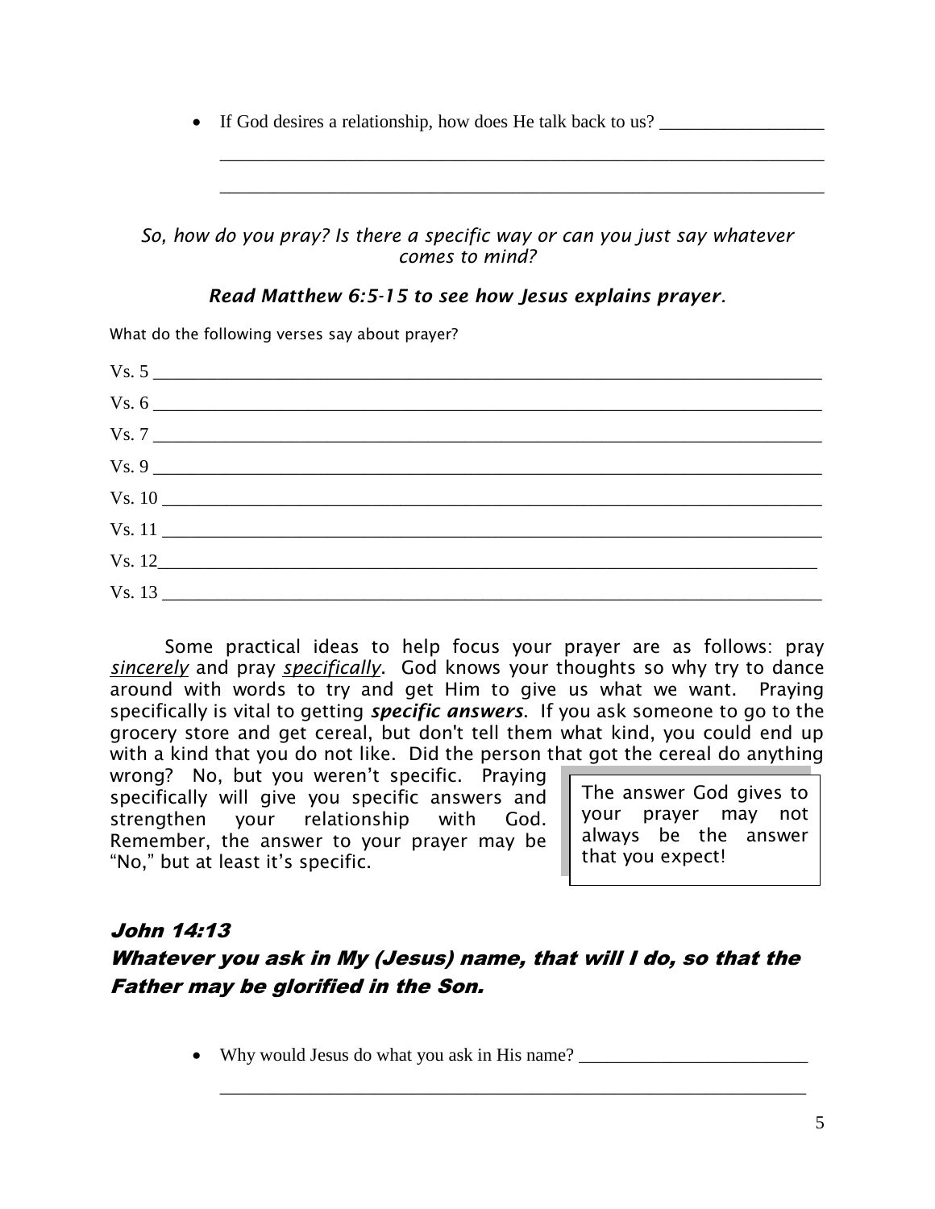- If God desires a relationship, how does He talk back to us? __________________

  ________________________________________________________________

  ________________________________________________________________

*So, how do you pray? Is there a specific way or can you just say whatever comes to mind?*

***Read Matthew 6:5-15 to see how Jesus explains prayer.***

What do the following verses say about prayer?

Vs. 5 ________________________________________________________________

Vs. 6 ________________________________________________________________

Vs. 7 ________________________________________________________________

Vs. 9 ________________________________________________________________

Vs. 10 _______________________________________________________________

Vs. 11 _______________________________________________________________

Vs. 12_______________________________________________________________

Vs. 13 _______________________________________________________________

Some practical ideas to help focus your prayer are as follows: pray ***sincerely*** and pray ***specifically***. God knows your thoughts so why try to dance around with words to try and get Him to give us what we want. Praying specifically is vital to getting ***specific answers***. If you ask someone to go to the grocery store and get cereal, but don't tell them what kind, you could end up with a kind that you do not like. Did the person that got the cereal do anything wrong? No, but you weren't specific. Praying specifically will give you specific answers and strengthen your relationship with God. Remember, the answer to your prayer may be "No," but at least it's specific.

> The answer God gives to your prayer may not always be the answer that you expect!

## *John 14:13*
## *Whatever you ask in My (Jesus) name, that will I do, so that the Father may be glorified in the Son.*

- Why would Jesus do what you ask in His name? _________________________

  ________________________________________________________________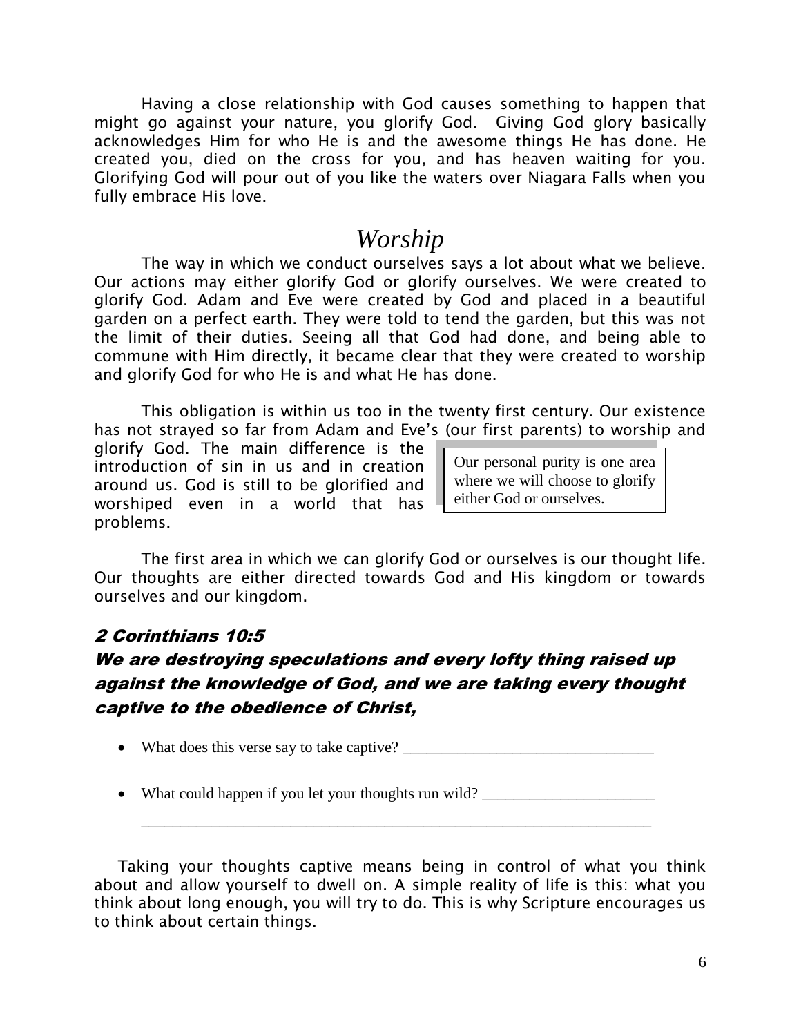Having a close relationship with God causes something to happen that might go against your nature, you glorify God. Giving God glory basically acknowledges Him for who He is and the awesome things He has done. He created you, died on the cross for you, and has heaven waiting for you. Glorifying God will pour out of you like the waters over Niagara Falls when you fully embrace His love.

# *Worship*

The way in which we conduct ourselves says a lot about what we believe. Our actions may either glorify God or glorify ourselves. We were created to glorify God. Adam and Eve were created by God and placed in a beautiful garden on a perfect earth. They were told to tend the garden, but this was not the limit of their duties. Seeing all that God had done, and being able to commune with Him directly, it became clear that they were created to worship and glorify God for who He is and what He has done.

This obligation is within us too in the twenty first century. Our existence has not strayed so far from Adam and Eve's (our first parents) to worship and glorify God. The main difference is the introduction of sin in us and in creation around us. God is still to be glorified and worshiped even in a world that has problems.

> Our personal purity is one area where we will choose to glorify either God or ourselves.

The first area in which we can glorify God or ourselves is our thought life. Our thoughts are either directed towards God and His kingdom or towards ourselves and our kingdom.

***2 Corinthians 10:5***
***We are destroying speculations and every lofty thing raised up against the knowledge of God, and we are taking every thought captive to the obedience of Christ,***

- What does this verse say to take captive? _______________________________
- What could happen if you let your thoughts run wild? _____________________
  _______________________________________________________________

Taking your thoughts captive means being in control of what you think about and allow yourself to dwell on. A simple reality of life is this: what you think about long enough, you will try to do. This is why Scripture encourages us to think about certain things.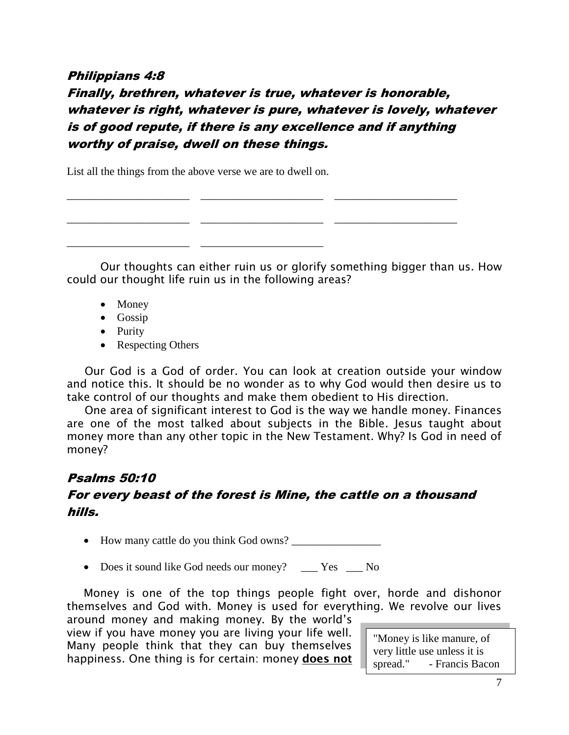***Philippians 4:8***

***Finally, brethren, whatever is true, whatever is honorable, whatever is right, whatever is pure, whatever is lovely, whatever is of good repute, if there is any excellence and if anything worthy of praise, dwell on these things.***

List all the things from the above verse we are to dwell on.

______________________ ______________________ ______________________

______________________ ______________________ ______________________

______________________ ______________________

Our thoughts can either ruin us or glorify something bigger than us. How could our thought life ruin us in the following areas?

- Money
- Gossip
- Purity
- Respecting Others

Our God is a God of order. You can look at creation outside your window and notice this. It should be no wonder as to why God would then desire us to take control of our thoughts and make them obedient to His direction.

One area of significant interest to God is the way we handle money. Finances are one of the most talked about subjects in the Bible. Jesus taught about money more than any other topic in the New Testament. Why? Is God in need of money?

***Psalms 50:10***

***For every beast of the forest is Mine, the cattle on a thousand hills.***

- How many cattle do you think God owns? ________________
- Does it sound like God needs our money? ___ Yes ___ No

Money is one of the top things people fight over, horde and dishonor themselves and God with. Money is used for everything. We revolve our lives around money and making money. By the world's view if you have money you are living your life well. Many people think that they can buy themselves happiness. One thing is for certain: money **does not**

> "Money is like manure, of very little use unless it is spread." - Francis Bacon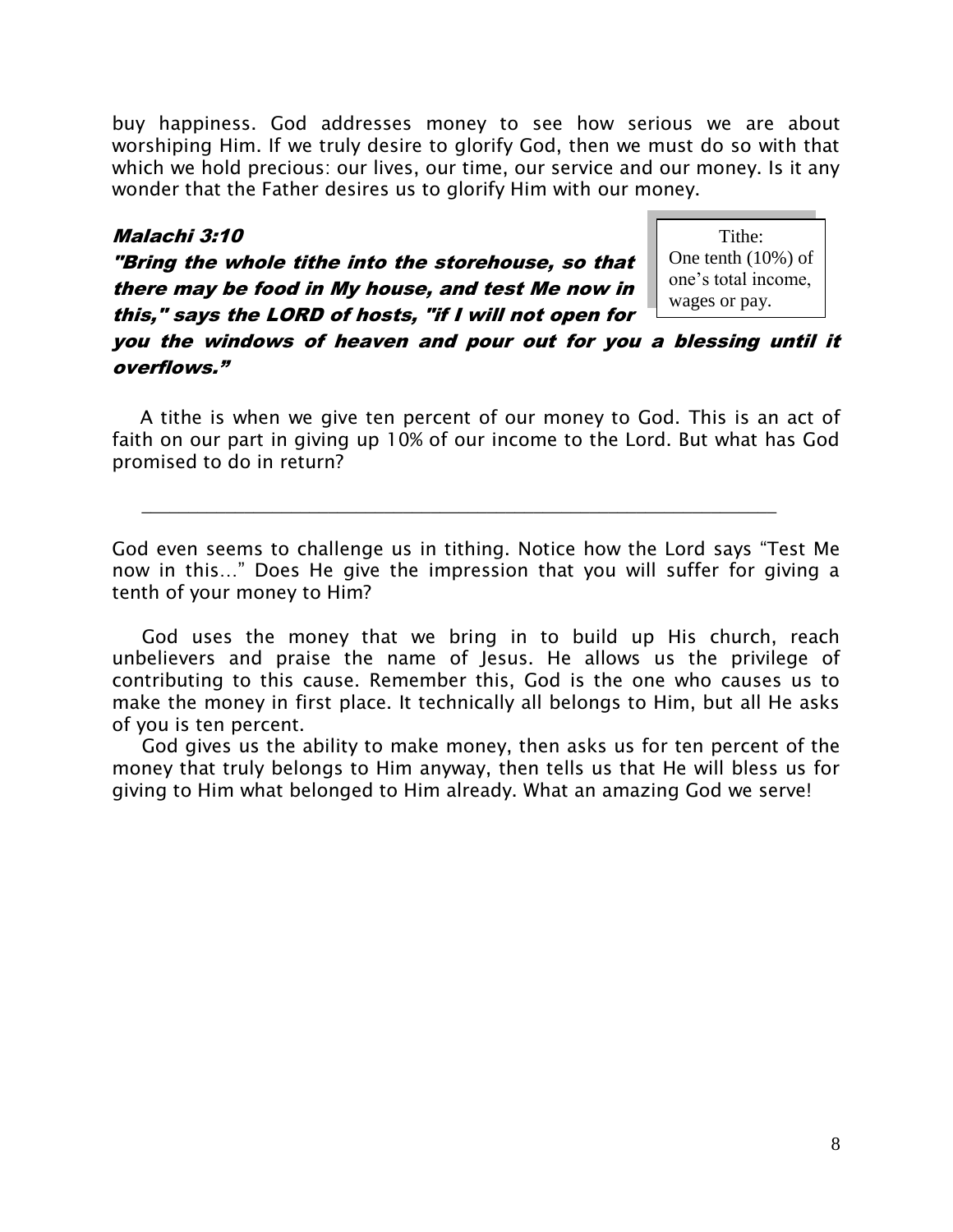buy happiness. God addresses money to see how serious we are about worshiping Him. If we truly desire to glorify God, then we must do so with that which we hold precious: our lives, our time, our service and our money. Is it any wonder that the Father desires us to glorify Him with our money.

> Tithe:
> One tenth (10%) of one's total income, wages or pay.

***Malachi 3:10***

***"Bring the whole tithe into the storehouse, so that there may be food in My house, and test Me now in this," says the LORD of hosts, "if I will not open for you the windows of heaven and pour out for you a blessing until it overflows."***

A tithe is when we give ten percent of our money to God. This is an act of faith on our part in giving up 10% of our income to the Lord. But what has God promised to do in return?

_______________________________________________________________________

God even seems to challenge us in tithing. Notice how the Lord says "Test Me now in this…" Does He give the impression that you will suffer for giving a tenth of your money to Him?

God uses the money that we bring in to build up His church, reach unbelievers and praise the name of Jesus. He allows us the privilege of contributing to this cause. Remember this, God is the one who causes us to make the money in first place. It technically all belongs to Him, but all He asks of you is ten percent.

God gives us the ability to make money, then asks us for ten percent of the money that truly belongs to Him anyway, then tells us that He will bless us for giving to Him what belonged to Him already. What an amazing God we serve!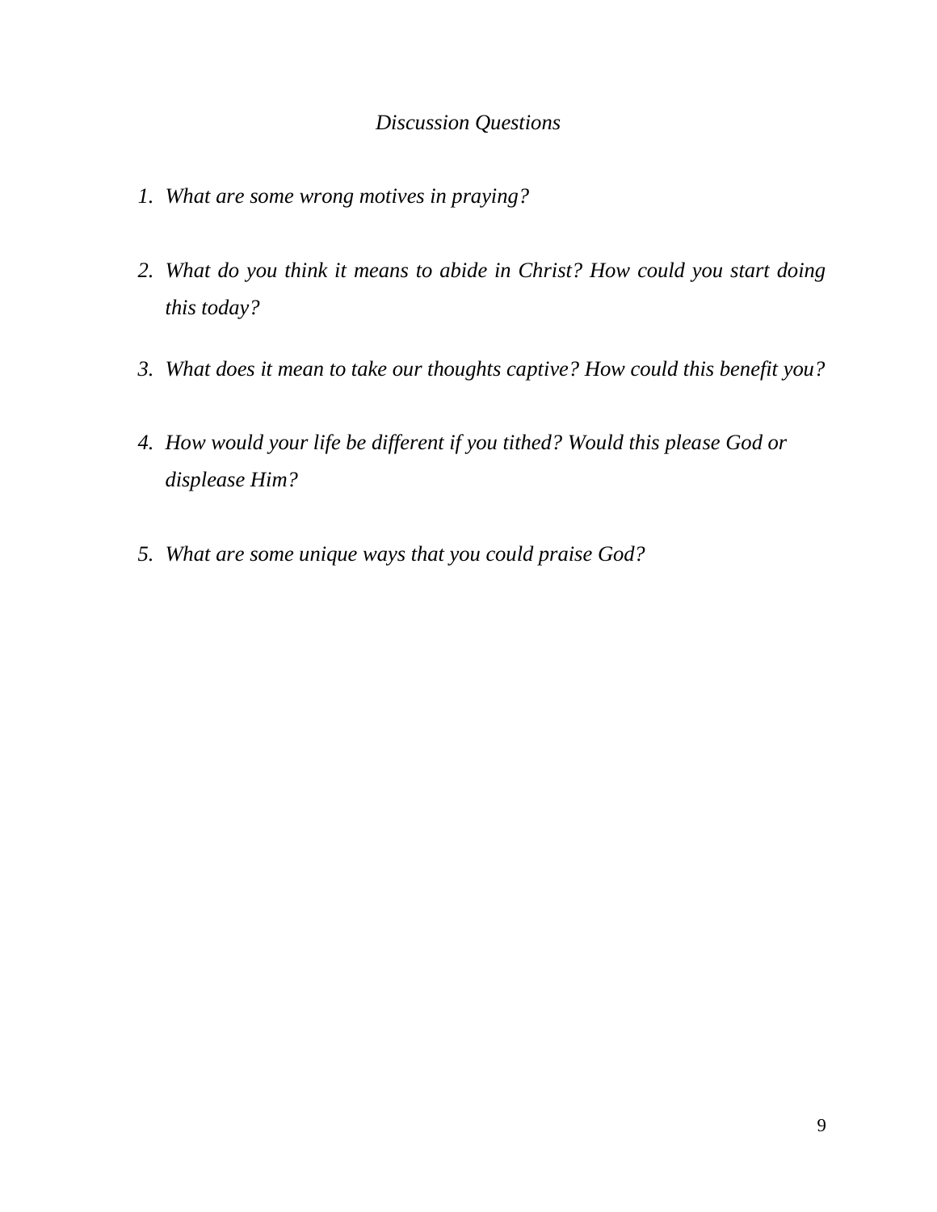*Discussion Questions*

1. *What are some wrong motives in praying?*

2. *What do you think it means to abide in Christ? How could you start doing this today?*

3. *What does it mean to take our thoughts captive? How could this benefit you?*

4. *How would your life be different if you tithed? Would this please God or displease Him?*

5. *What are some unique ways that you could praise God?*